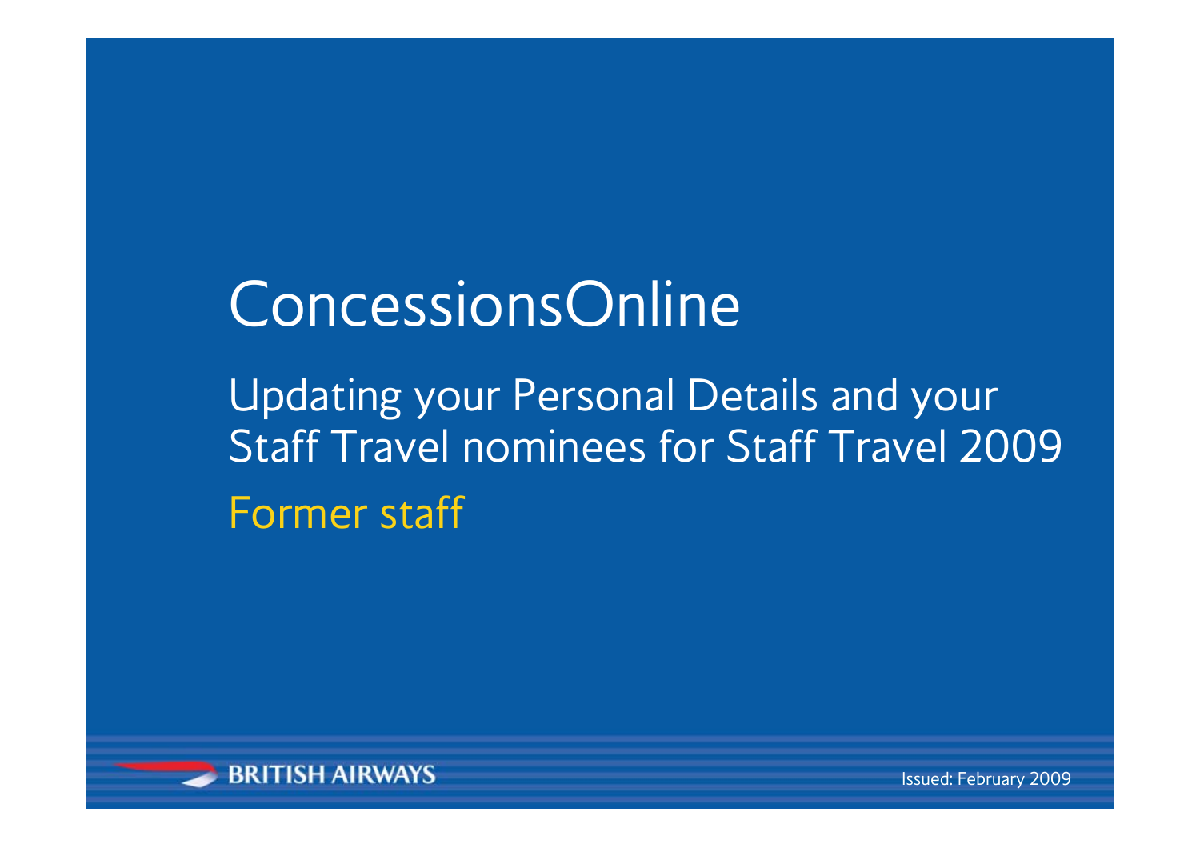# ConcessionsOnline

## Updating your Personal Details and your Staff Travel nominees for Staff Travel 2009

### Former staff

BRITISH AIRWAYS

Issued: February 2009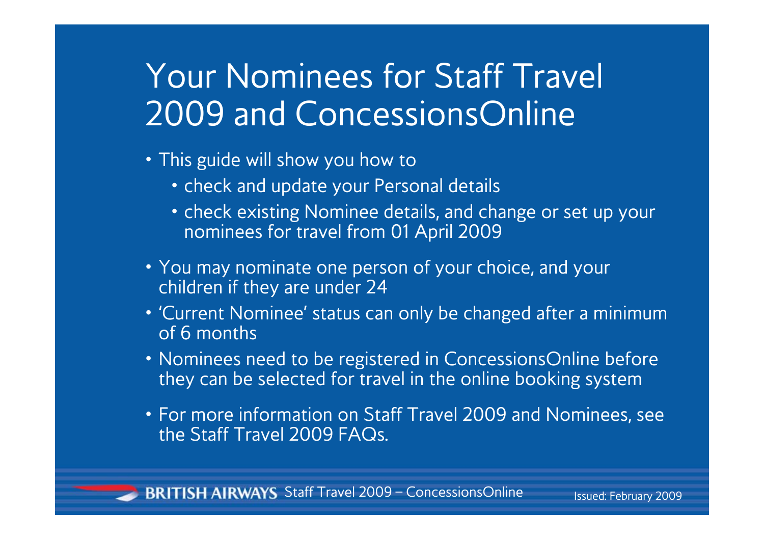# Your Nominees for Staff Travel 2009 and ConcessionsOnline

- This guide will show you how to
  - check and update your Personal details
  - check existing Nominee details, and change or set up your nominees for travel from 01 April 2009
- You may nominate one person of your choice, and your children if they are under 24
- 'Current Nominee' status can only be changed after a minimum of 6 months
- Nominees need to be registered in ConcessionsOnline before they can be selected for travel in the online booking system
- For more information on Staff Travel 2009 and Nominees, see the Staff Travel 2009 FAQs.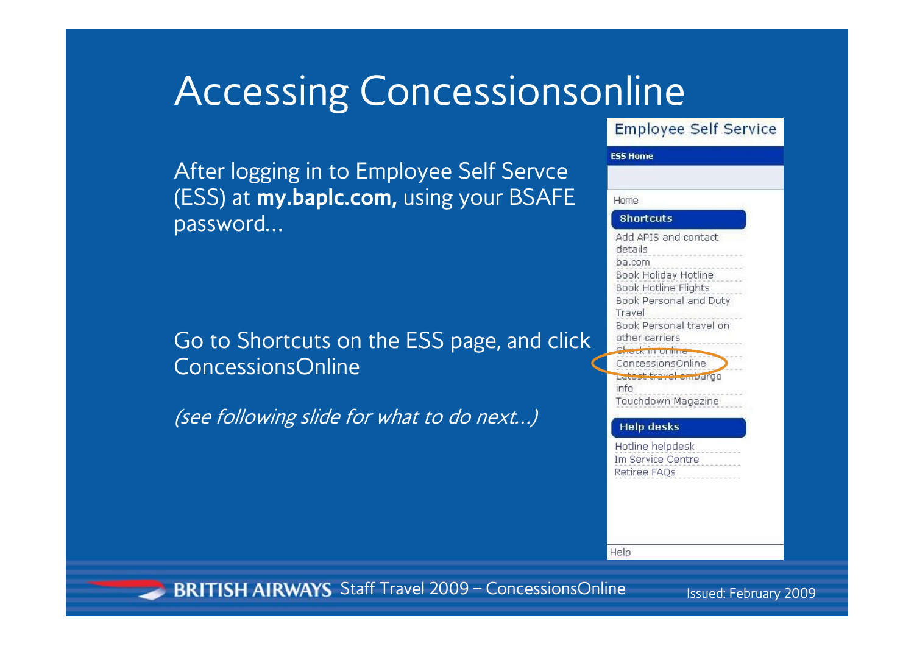# Accessing Concessionsonline

After logging in to Employee Self Servce (ESS) at **my.baplc.com,** using your BSAFE password…

Go to Shortcuts on the ESS page, and click ConcessionsOnline

*(see following slide for what to do next…)*

Employee Self Service

ESS Home

Home

**Shortcuts**

- Add APIS and contact details
- ba.com
- Book Holiday Hotline
- Book Hotline Flights
- Book Personal and Duty Travel
- Book Personal travel on other carriers
- Check in online
- ConcessionsOnline
- Latest travel embargo info
- Touchdown Magazine

**Help desks**

- Hotline helpdesk
- Im Service Centre
- Retiree FAQs

Help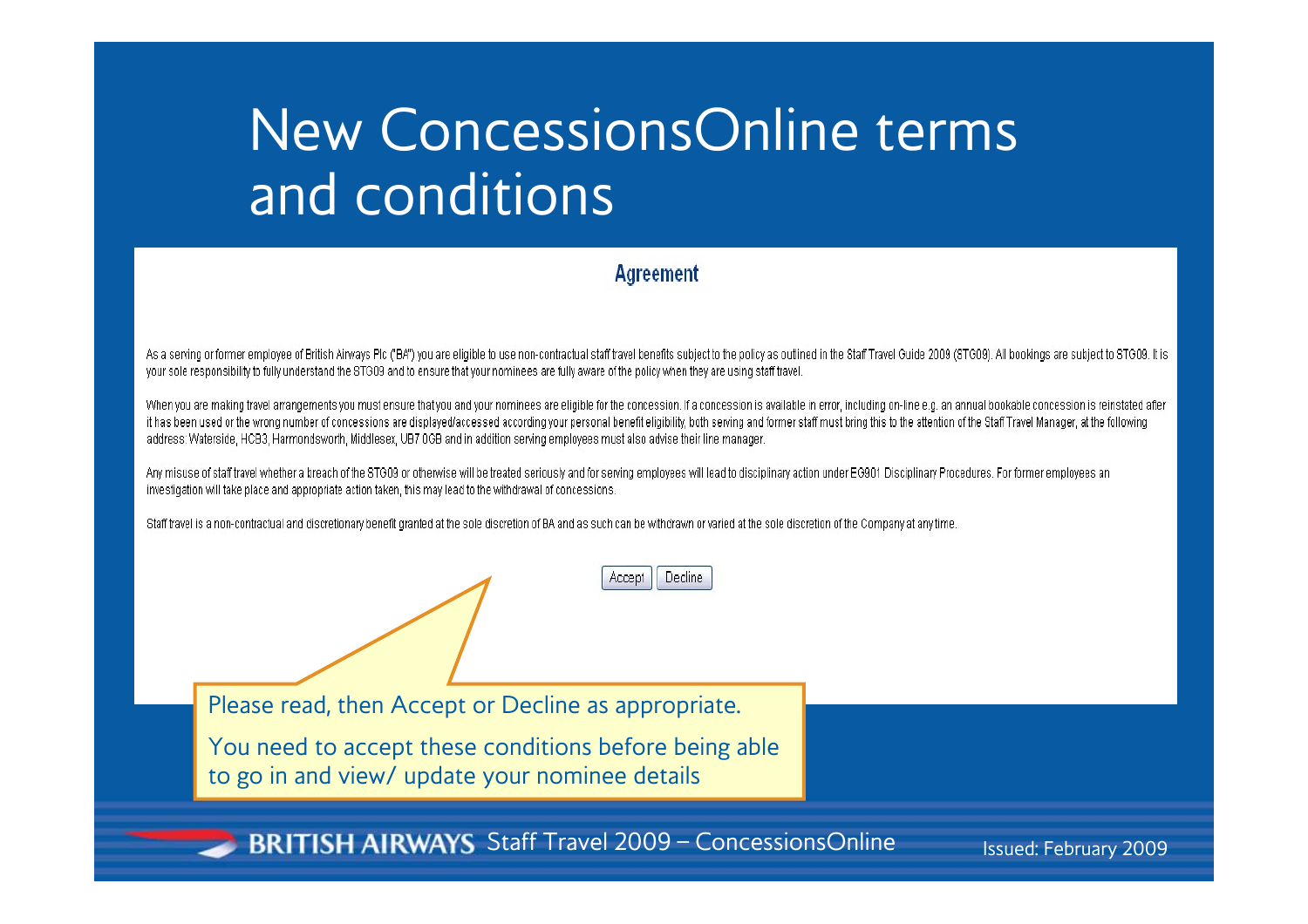# New ConcessionsOnline terms and conditions

## Agreement

As a serving or former employee of British Airways Plc ("BA") you are eligible to use non-contractual staff travel benefits subject to the policy as outlined in the Staff Travel Guide 2009 (STG09). All bookings are subject to STG09. It is your sole responsibility to fully understand the STG09 and to ensure that your nominees are fully aware of the policy when they are using staff travel.

When you are making travel arrangements you must ensure that you and your nominees are eligible for the concession. If a concession is available in error, including on-line e.g. an annual bookable concession is reinstated after it has been used or the wrong number of concessions are displayed/accessed according your personal benefit eligibility, both serving and former staff must bring this to the attention of the Staff Travel Manager, at the following address: Waterside, HCB3, Harmondsworth, Middlesex, UB7 0GB and in addition serving employees must also advise their line manager.

Any misuse of staff travel whether a breach of the STG09 or otherwise will be treated seriously and for serving employees will lead to disciplinary action under EG901 Disciplinary Procedures. For former employees an investigation will take place and appropriate action taken, this may lead to the withdrawal of concessions.

Staff travel is a non-contractual and discretionary benefit granted at the sole discretion of BA and as such can be withdrawn or varied at the sole discretion of the Company at any time.

Accept | Decline

Please read, then Accept or Decline as appropriate.

You need to accept these conditions before being able to go in and view/ update your nominee details

BRITISH AIRWAYS Staff Travel 2009 – ConcessionsOnline

Issued: February 2009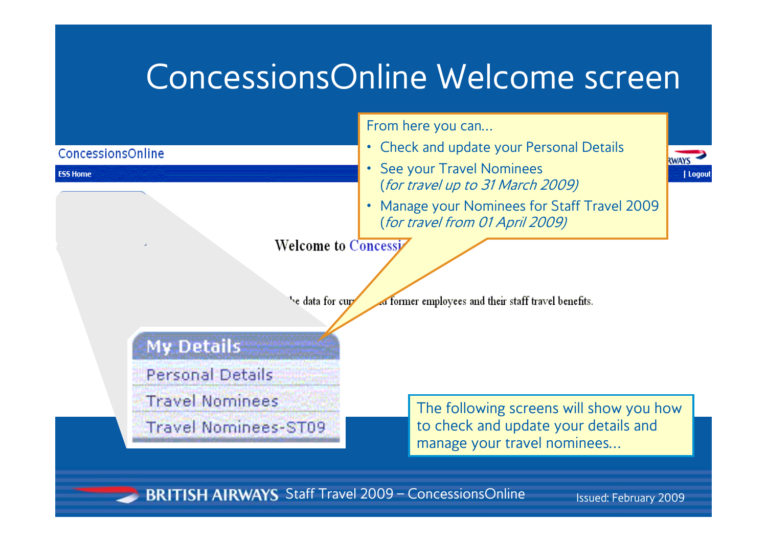# ConcessionsOnline Welcome screen

ConcessionsOnline

ESS Home | Logout

From here you can...

- Check and update your Personal Details
- See your Travel Nominees (*for travel up to 31 March 2009*)
- Manage your Nominees for Staff Travel 2009 (*for travel from 01 April 2009*)

Welcome to Concessi

he data for cur... former employees and their staff travel benefits.

**My Details**

- Personal Details
- Travel Nominees
- Travel Nominees-ST09

The following screens will show you how to check and update your details and manage your travel nominees...

BRITISH AIRWAYS Staff Travel 2009 – ConcessionsOnline

Issued: February 2009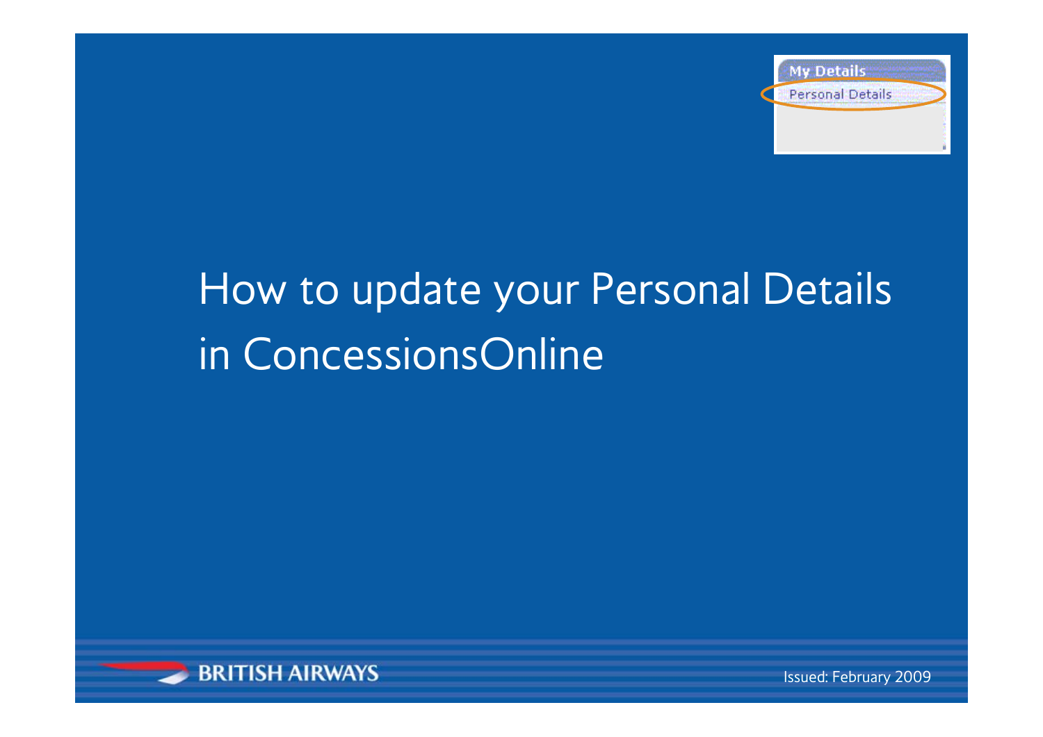My Details

Personal Details

# How to update your Personal Details in ConcessionsOnline

BRITISH AIRWAYS

Issued: February 2009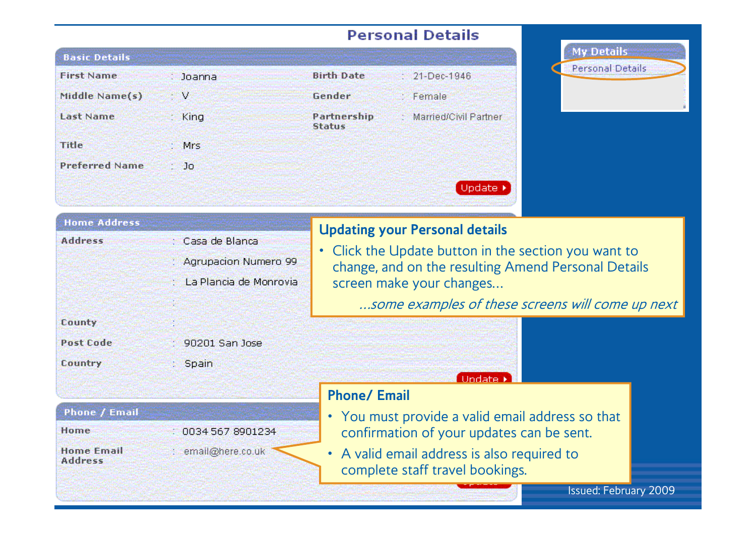# Personal Details

## Basic Details

| | | | |
|---|---|---|---|
| First Name | : Joanna | Birth Date | : 21-Dec-1946 |
| Middle Name(s) | : V | Gender | : Female |
| Last Name | : King | Partnership Status | : Married/Civil Partner |
| Title | : Mrs | | |
| Preferred Name | : Jo | | |

Update

## Home Address

| | |
|---|---|
| Address | : Casa de Blanca |
| | : Agrupacion Numero 99 |
| | : La Plancia de Monrovia |
| | : |
| County | : |
| Post Code | : 90201 San Jose |
| Country | : Spain |

Update

## Phone / Email

| | |
|---|---|
| Home | : 0034 567 8901234 |
| Home Email Address | : email@here.co.uk |

**My Details**

Personal Details

### Updating your Personal details

- Click the Update button in the section you want to change, and on the resulting Amend Personal Details screen make your changes...

*...some examples of these screens will come up next*

### Phone/ Email

- You must provide a valid email address so that confirmation of your updates can be sent.
- A valid email address is also required to complete staff travel bookings.

Issued: February 2009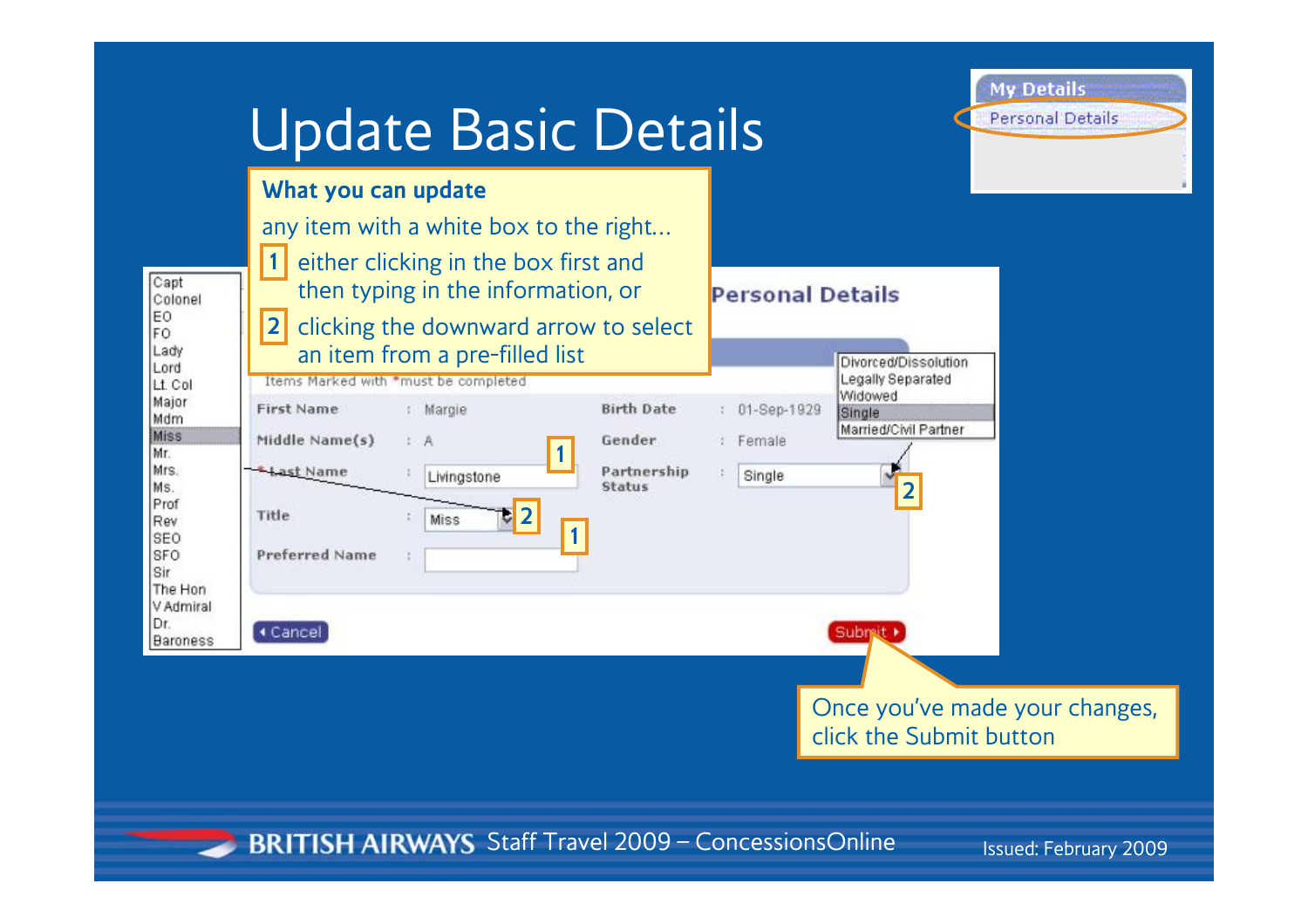# Update Basic Details

**What you can update**

any item with a white box to the right...

1. either clicking in the box first and then typing in the information, or
2. clicking the downward arrow to select an item from a pre-filled list

My Details

Personal Details

## Personal Details

Items Marked with *must be completed

| | | | | |
|---|---|---|---|---|
| First Name | : Margie | Birth Date | : | 01-Sep-1929 |
| Middle Name(s) | : A | Gender | : | Female |
| * Last Name | : Livingstone | Partnership Status | : | Single |
| Title | : Miss | | | |
| Preferred Name | : | | | |

Title list: Capt, Colonel, EO, FO, Lady, Lord, Lt. Col, Major, Mdm, Miss, Mr., Mrs., Ms., Prof, Rev, SEO, SFO, Sir, The Hon, V Admiral, Dr., Baroness

Partnership Status list: Divorced/Dissolution, Legally Separated, Widowed, Single, Married/Civil Partner

Cancel | Submit

Once you've made your changes, click the Submit button

BRITISH AIRWAYS Staff Travel 2009 – ConcessionsOnline

Issued: February 2009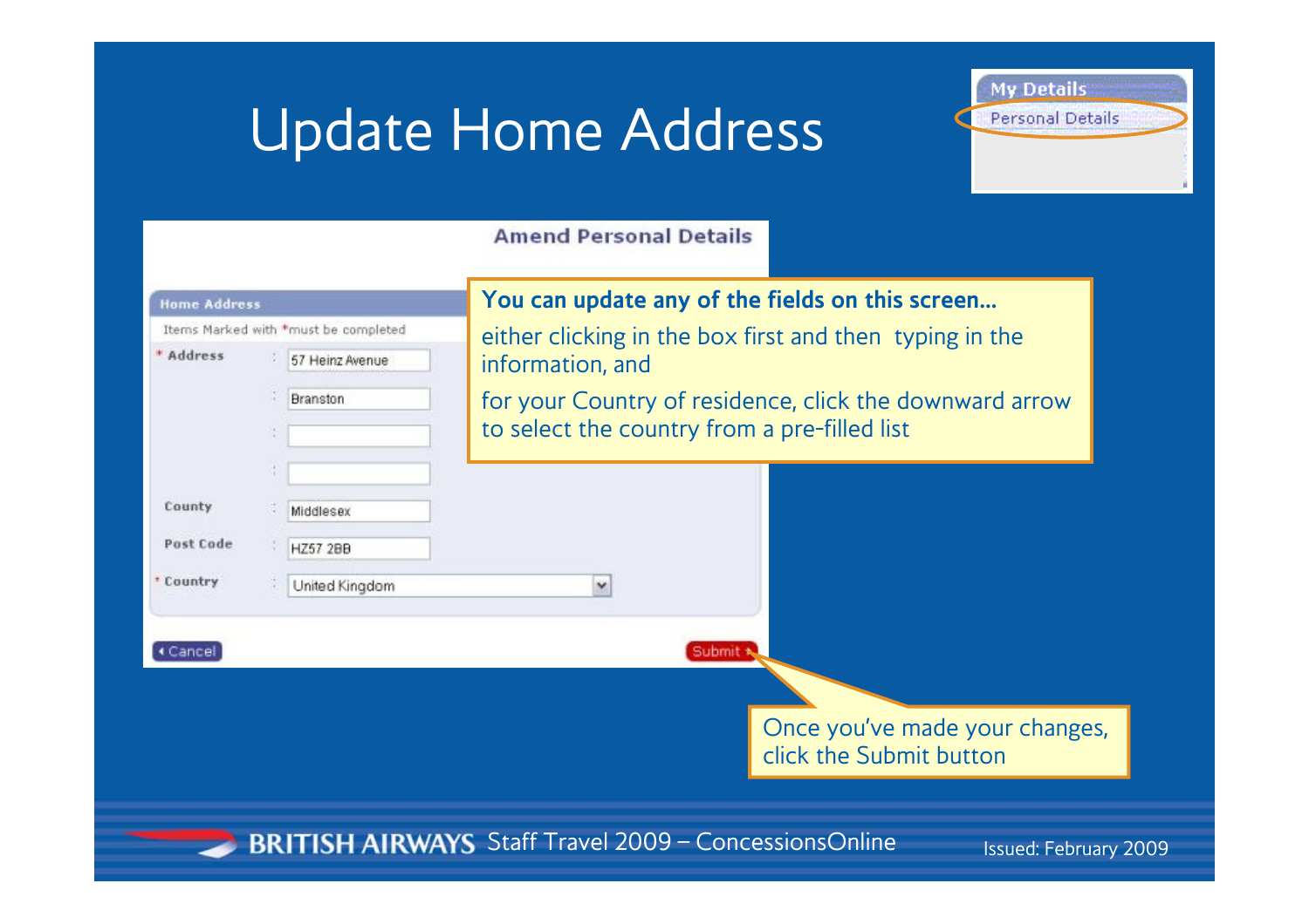# Update Home Address

**My Details**

Personal Details

**Amend Personal Details**

**Home Address**

Items Marked with * must be completed

| | | |
|---|---|---|
| * Address | : | 57 Heinz Avenue |
| | : | Branston |
| | : | |
| | : | |
| County | : | Middlesex |
| Post Code | : | HZ57 2BB |
| * Country | : | United Kingdom |

Cancel | Submit

**You can update any of the fields on this screen…**

either clicking in the box first and then typing in the information, and

for your Country of residence, click the downward arrow to select the country from a pre-filled list

Once you've made your changes, click the Submit button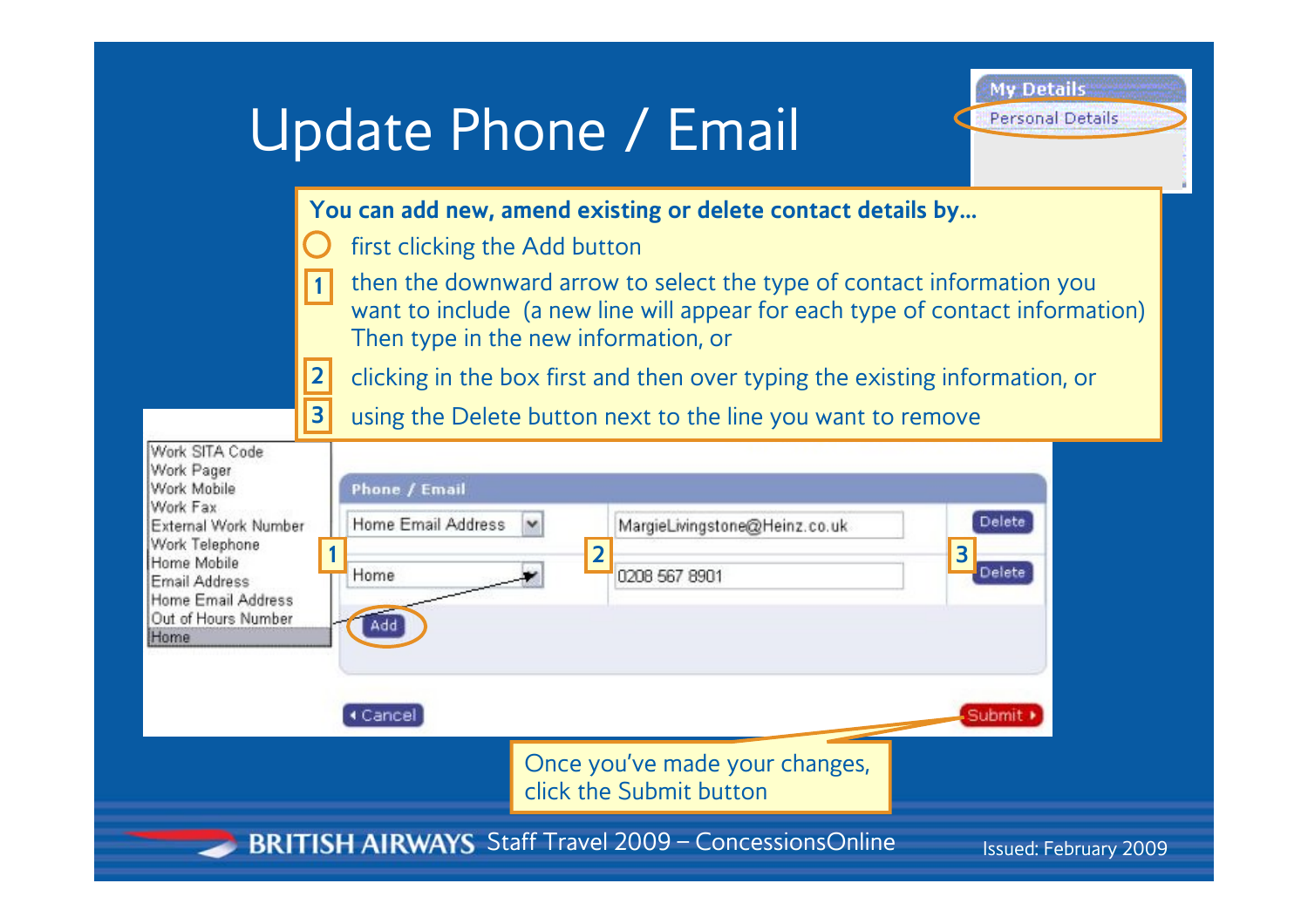# Update Phone / Email

**My Details**
Personal Details

**You can add new, amend existing or delete contact details by…**

- ○ first clicking the Add button
- **1** then the downward arrow to select the type of contact information you want to include (a new line will appear for each type of contact information) Then type in the new information, or
- **2** clicking in the box first and then over typing the existing information, or
- **3** using the Delete button next to the line you want to remove

Work SITA Code
Work Pager
Work Mobile
Work Fax
External Work Number
Work Telephone
Home Mobile
Email Address
Home Email Address
Out of Hours Number
Home

**Phone / Email**

| | | |
|---|---|---|
| Home Email Address | MargieLivingstone@Heinz.co.uk | Delete |
| **1** Home | **2** 0208 567 8901 | **3** Delete |

Add

Cancel | Submit

Once you've made your changes, click the Submit button

BRITISH AIRWAYS Staff Travel 2009 – ConcessionsOnline

Issued: February 2009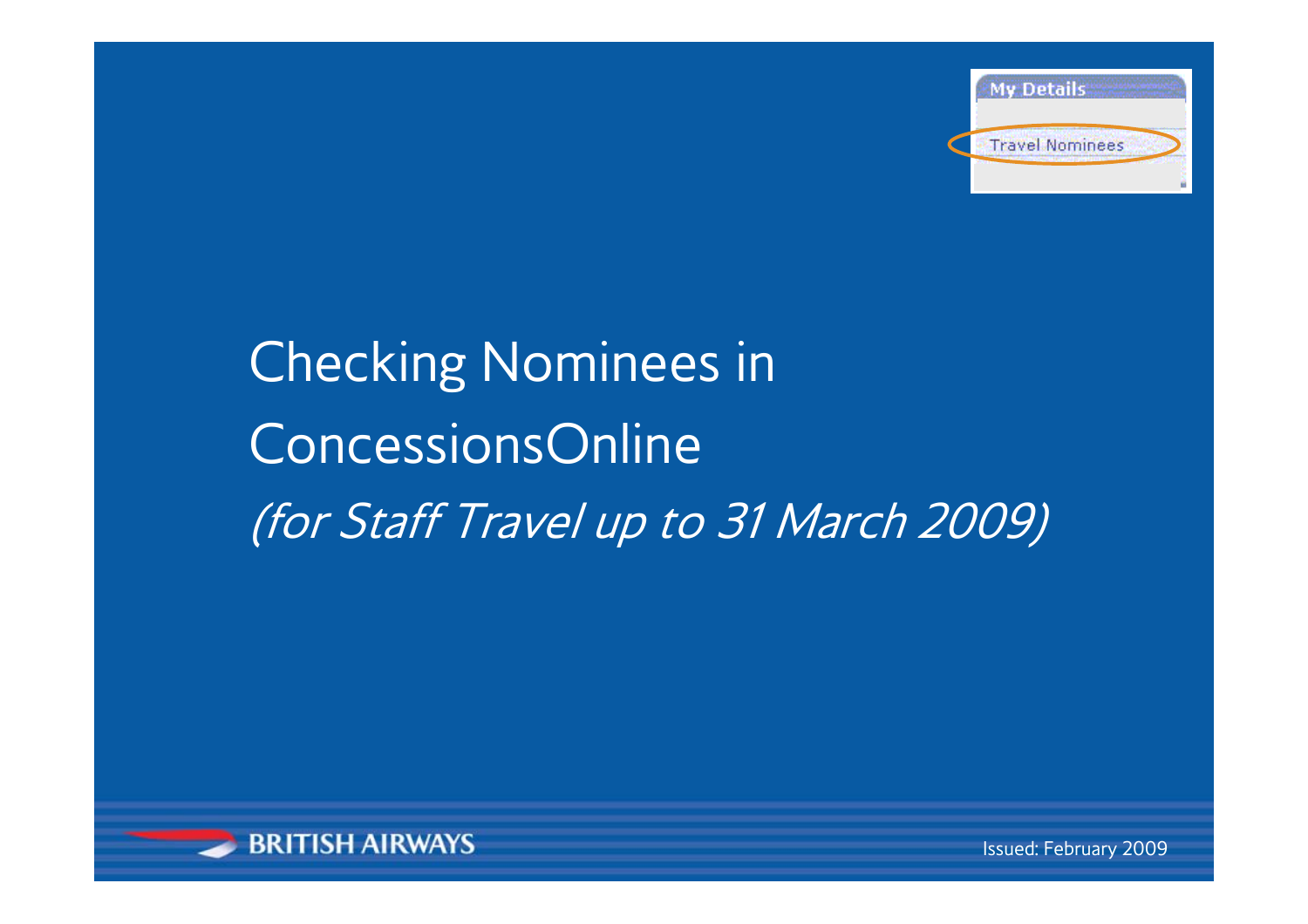My Details

Travel Nominees

# Checking Nominees in ConcessionsOnline

*(for Staff Travel up to 31 March 2009)*

BRITISH AIRWAYS

Issued: February 2009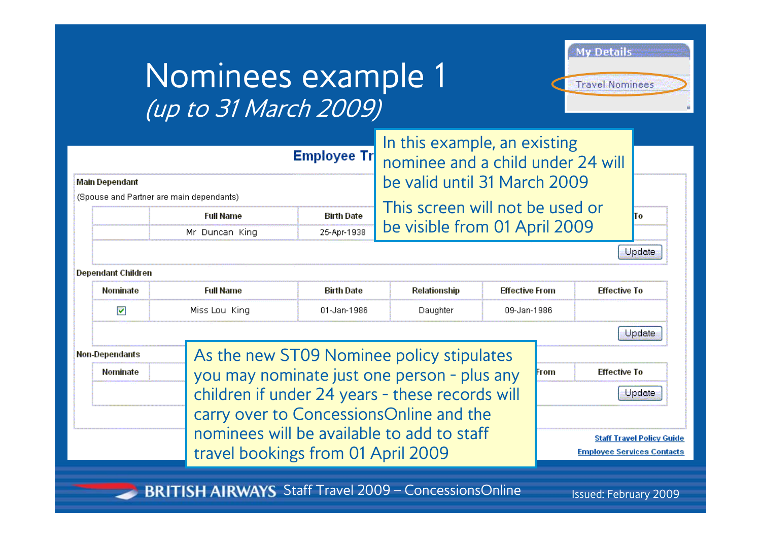# Nominees example 1
*(up to 31 March 2009)*

My Details
Travel Nominees

In this example, an existing nominee and a child under 24 will be valid until 31 March 2009

This screen will not be used or be visible from 01 April 2009

**Employee Tr**

**Main Dependant**

(Spouse and Partner are main dependants)

| | Full Name | Birth Date | | | To |
|---|---|---|---|---|---|
| | Mr Duncan King | 25-Apr-1938 | | | |

Update

**Dependant Children**

| Nominate | Full Name | Birth Date | Relationship | Effective From | Effective To |
|---|---|---|---|---|---|
| ☑ | Miss Lou King | 01-Jan-1986 | Daughter | 09-Jan-1986 | |

Update

**Non-Dependants**

| Nominate | | From | Effective To |
|---|---|---|---|

Update

As the new ST09 Nominee policy stipulates you may nominate just one person - plus any children if under 24 years - these records will carry over to ConcessionsOnline and the nominees will be available to add to staff travel bookings from 01 April 2009

Staff Travel Policy Guide
Employee Services Contacts

BRITISH AIRWAYS Staff Travel 2009 – ConcessionsOnline

Issued: February 2009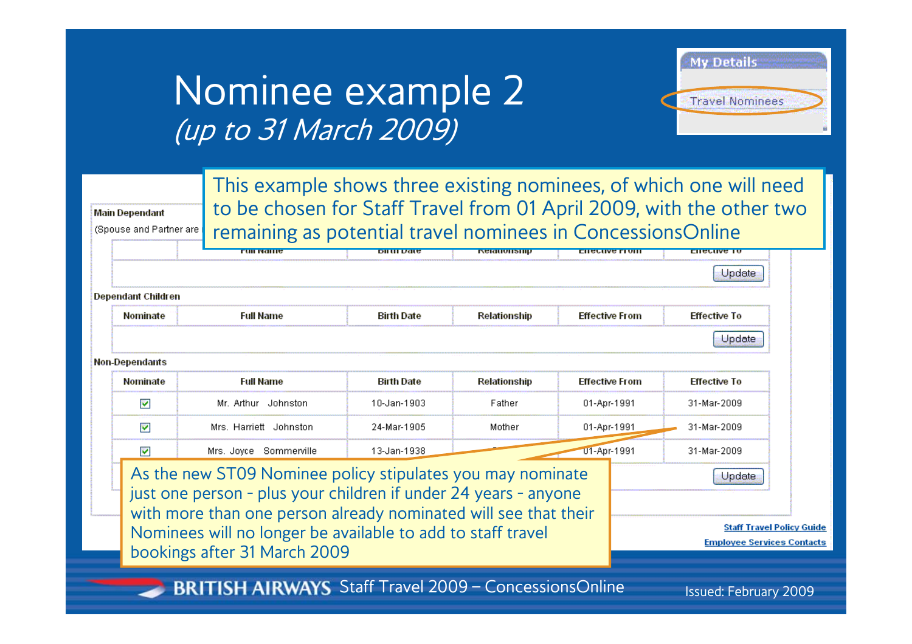# Nominee example 2
*(up to 31 March 2009)*

My Details

Travel Nominees

This example shows three existing nominees, of which one will need to be chosen for Staff Travel from 01 April 2009, with the other two remaining as potential travel nominees in ConcessionsOnline

**Main Dependant**

(Spouse and Partner are

| | Full Name | Birth Date | Relationship | Effective From | Effective To |
|---|---|---|---|---|---|
| | | | | | Update |

**Dependant Children**

| Nominate | Full Name | Birth Date | Relationship | Effective From | Effective To |
|---|---|---|---|---|---|
| | | | | | Update |

**Non-Dependants**

| Nominate | Full Name | Birth Date | Relationship | Effective From | Effective To |
|---|---|---|---|---|---|
| ☑ | Mr. Arthur Johnston | 10-Jan-1903 | Father | 01-Apr-1991 | 31-Mar-2009 |
| ☑ | Mrs. Harriett Johnston | 24-Mar-1905 | Mother | 01-Apr-1991 | 31-Mar-2009 |
| ☑ | Mrs. Joyce Sommerville | 13-Jan-1938 | | 01-Apr-1991 | 31-Mar-2009 |
| | | | | | Update |

As the new ST09 Nominee policy stipulates you may nominate just one person - plus your children if under 24 years - anyone with more than one person already nominated will see that their Nominees will no longer be available to add to staff travel bookings after 31 March 2009

Staff Travel Policy Guide

Employee Services Contacts

BRITISH AIRWAYS Staff Travel 2009 – ConcessionsOnline

Issued: February 2009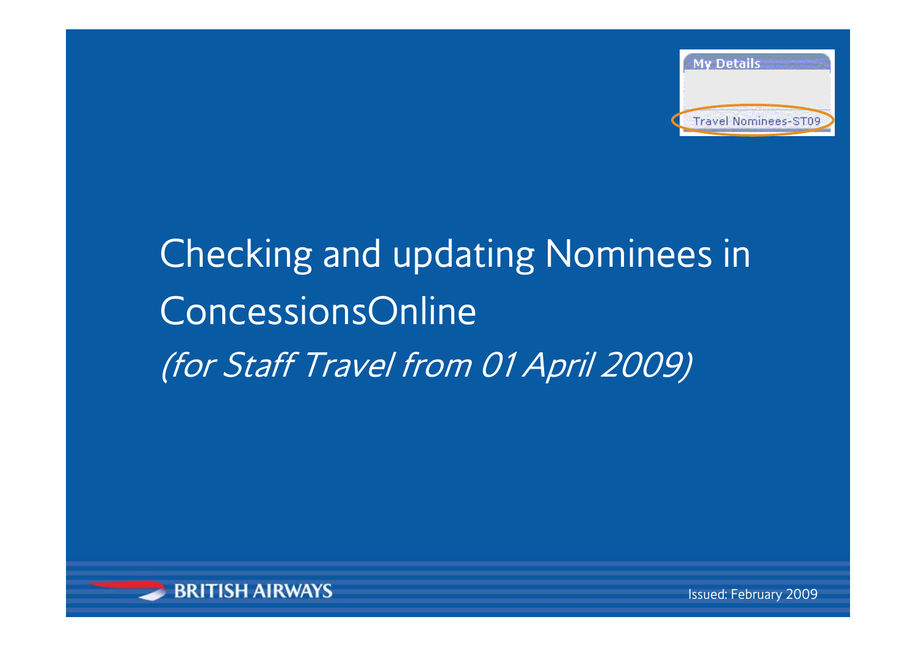My Details

Travel Nominees-ST09

# Checking and updating Nominees in ConcessionsOnline

*(for Staff Travel from 01 April 2009)*

BRITISH AIRWAYS

Issued: February 2009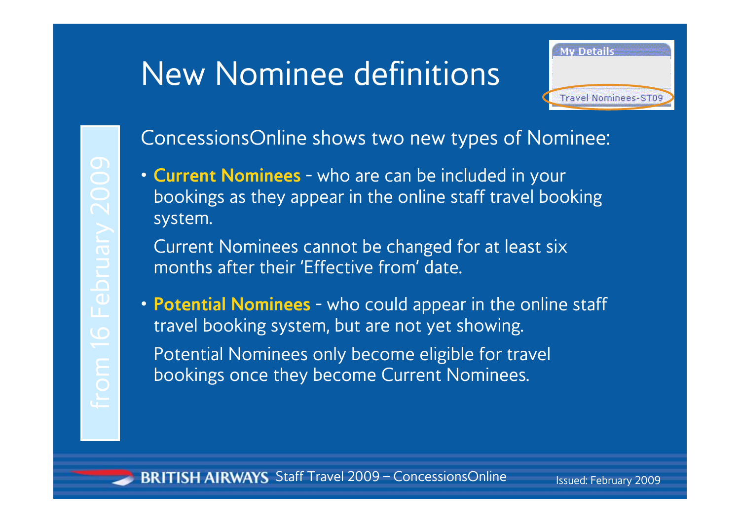# New Nominee definitions

My Details

Travel Nominees-ST09

from 16 February 2009

ConcessionsOnline shows two new types of Nominee:

- **Current Nominees** - who are can be included in your bookings as they appear in the online staff travel booking system.

  Current Nominees cannot be changed for at least six months after their 'Effective from' date.

- **Potential Nominees** - who could appear in the online staff travel booking system, but are not yet showing.

  Potential Nominees only become eligible for travel bookings once they become Current Nominees.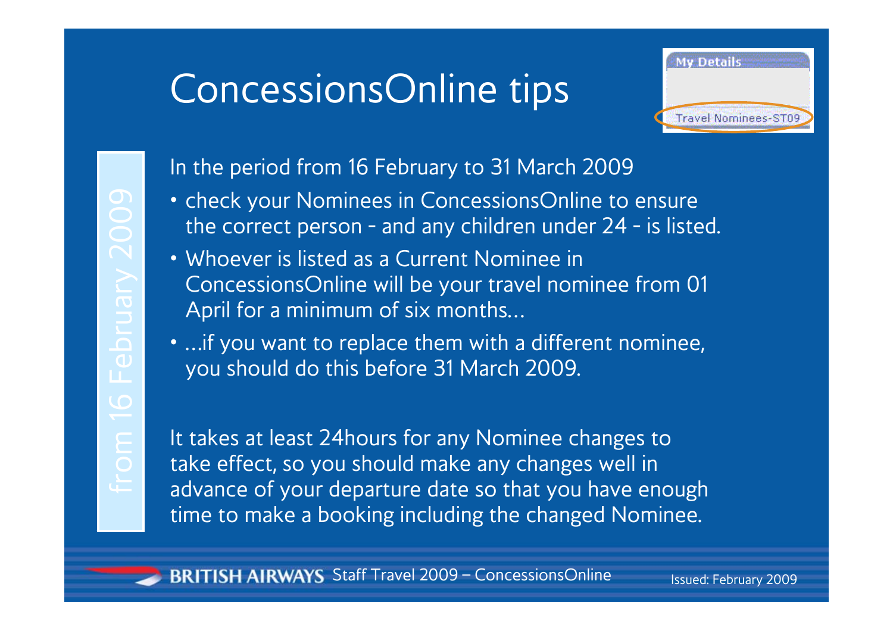# ConcessionsOnline tips

My Details

Travel Nominees-ST09

from 16 February 2009

In the period from 16 February to 31 March 2009

- check your Nominees in ConcessionsOnline to ensure the correct person - and any children under 24 - is listed.
- Whoever is listed as a Current Nominee in ConcessionsOnline will be your travel nominee from 01 April for a minimum of six months…
- …if you want to replace them with a different nominee, you should do this before 31 March 2009.

It takes at least 24hours for any Nominee changes to take effect, so you should make any changes well in advance of your departure date so that you have enough time to make a booking including the changed Nominee.

BRITISH AIRWAYS Staff Travel 2009 – ConcessionsOnline

Issued: February 2009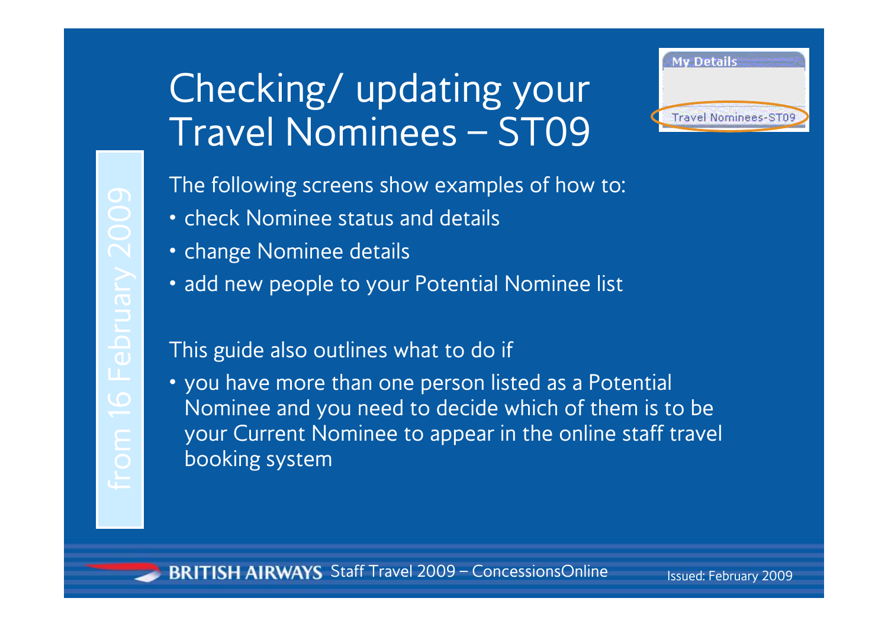# Checking/ updating your Travel Nominees – ST09

My Details

Travel Nominees-ST09

from 16 February 2009

The following screens show examples of how to:

- check Nominee status and details
- change Nominee details
- add new people to your Potential Nominee list

This guide also outlines what to do if

- you have more than one person listed as a Potential Nominee and you need to decide which of them is to be your Current Nominee to appear in the online staff travel booking system

BRITISH AIRWAYS Staff Travel 2009 – ConcessionsOnline

Issued: February 2009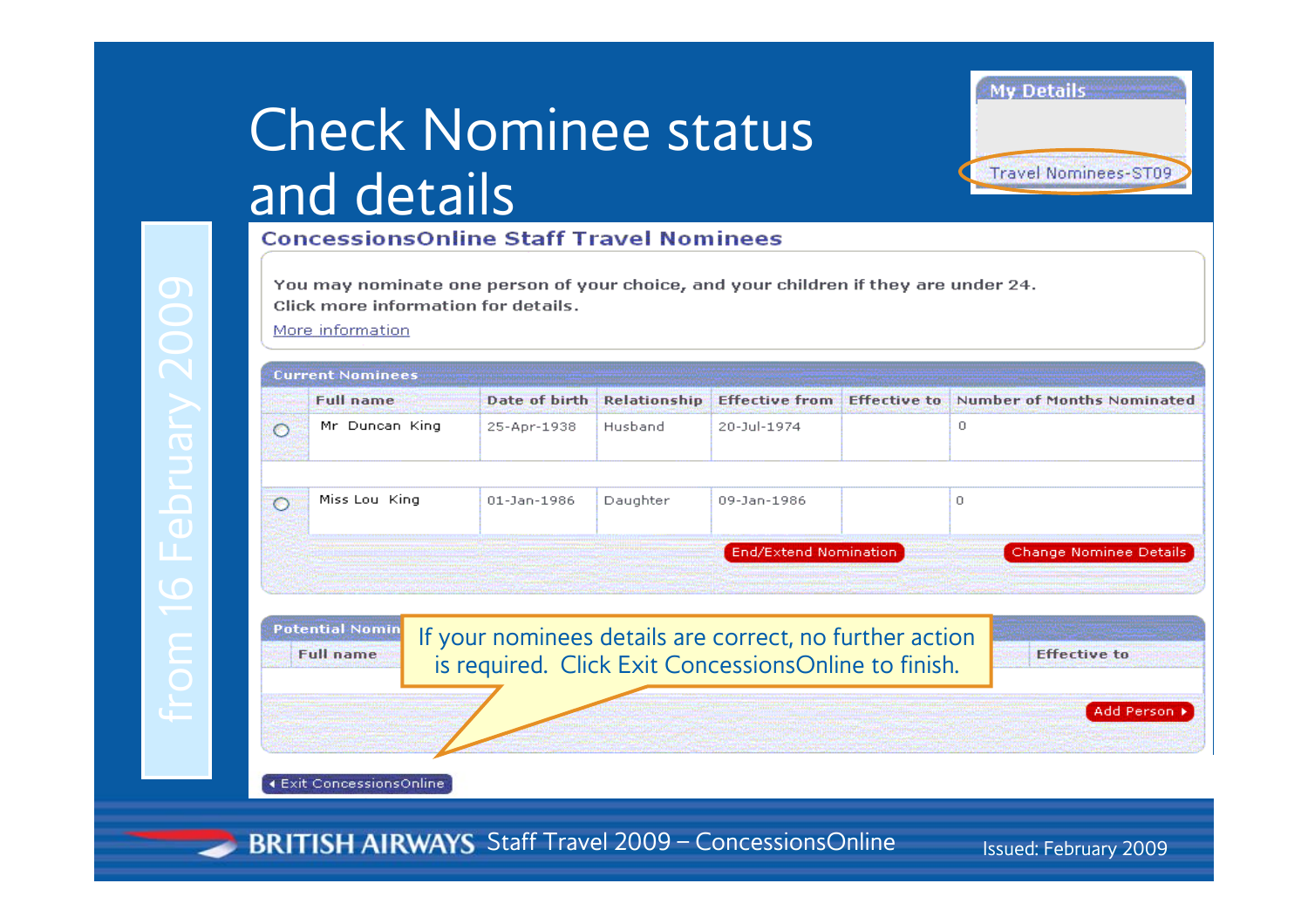# Check Nominee status and details

from 16 February 2009

**My Details**

Travel Nominees-ST09

## ConcessionsOnline Staff Travel Nominees

You may nominate one person of your choice, and your children if they are under 24.
Click more information for details.

More information

**Current Nominees**

| | Full name | Date of birth | Relationship | Effective from | Effective to | Number of Months Nominated |
|---|---|---|---|---|---|---|
| ○ | Mr Duncan King | 25-Apr-1938 | Husband | 20-Jul-1974 | | 0 |
| ○ | Miss Lou King | 01-Jan-1986 | Daughter | 09-Jan-1986 | | 0 |

End/Extend Nomination | Change Nominee Details

**Potential Nomin**

| Full name | Effective to |
|---|---|
| | |

Add Person

If your nominees details are correct, no further action is required. Click Exit ConcessionsOnline to finish.

Exit ConcessionsOnline

BRITISH AIRWAYS Staff Travel 2009 – ConcessionsOnline

Issued: February 2009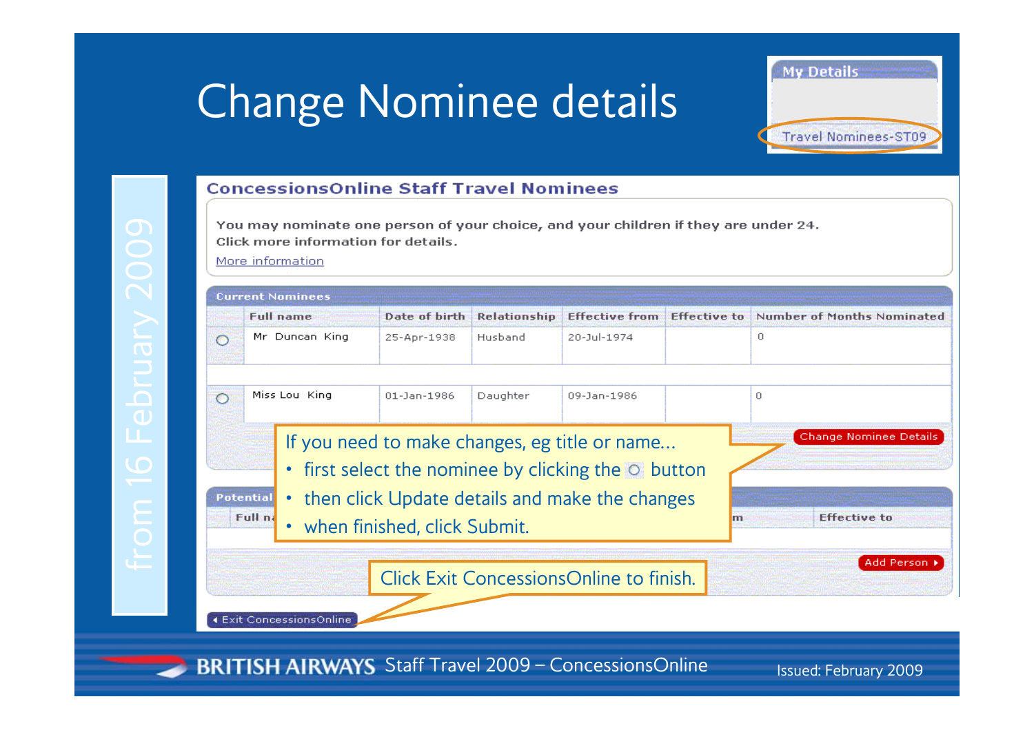# Change Nominee details

My Details

Travel Nominees-ST09

from 16 February 2009

## ConcessionsOnline Staff Travel Nominees

You may nominate one person of your choice, and your children if they are under 24.
Click more information for details.

More information

**Current Nominees**

| | Full name | Date of birth | Relationship | Effective from | Effective to | Number of Months Nominated |
|---|---|---|---|---|---|---|
| ○ | Mr Duncan King | 25-Apr-1938 | Husband | 20-Jul-1974 | | 0 |
| ○ | Miss Lou King | 01-Jan-1986 | Daughter | 09-Jan-1986 | | 0 |

Change Nominee Details

If you need to make changes, eg title or name...

- first select the nominee by clicking the ○ button
- then click Update details and make the changes
- when finished, click Submit.

**Potential**

| Full na... | ...m | Effective to |
|---|---|---|

Add Person

Click Exit ConcessionsOnline to finish.

Exit ConcessionsOnline

BRITISH AIRWAYS Staff Travel 2009 – ConcessionsOnline

Issued: February 2009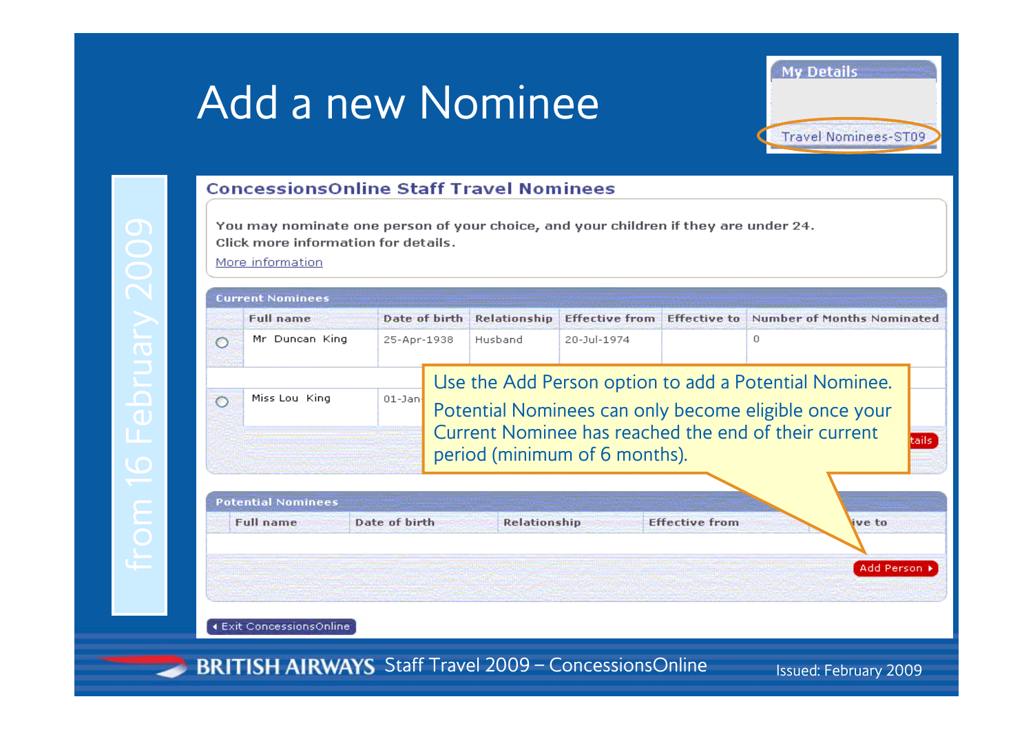# Add a new Nominee

My Details

Travel Nominees-ST09

from 16 February 2009

## ConcessionsOnline Staff Travel Nominees

You may nominate one person of your choice, and your children if they are under 24.
Click more information for details.

More information

**Current Nominees**

| | Full name | Date of birth | Relationship | Effective from | Effective to | Number of Months Nominated |
|---|---|---|---|---|---|---|
| ○ | Mr Duncan King | 25-Apr-1938 | Husband | 20-Jul-1974 | | 0 |
| ○ | Miss Lou King | 01-Jan | | | | |

Use the Add Person option to add a Potential Nominee.

Potential Nominees can only become eligible once your Current Nominee has reached the end of their current period (minimum of 6 months).

**Potential Nominees**

| Full name | Date of birth | Relationship | Effective from | Effective to |
|---|---|---|---|---|

Add Person

Exit ConcessionsOnline

BRITISH AIRWAYS Staff Travel 2009 – ConcessionsOnline

Issued: February 2009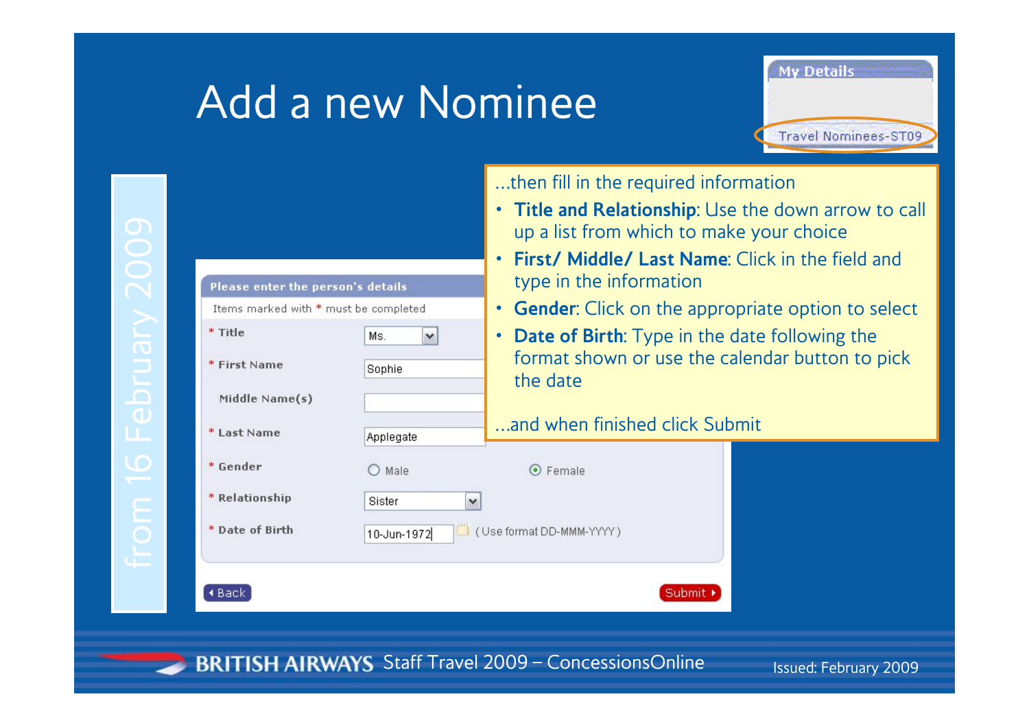# Add a new Nominee

My Details

Travel Nominees-ST09

from 16 February 2009

...then fill in the required information

- **Title and Relationship**: Use the down arrow to call up a list from which to make your choice
- **First/ Middle/ Last Name**: Click in the field and type in the information
- **Gender**: Click on the appropriate option to select
- **Date of Birth**: Type in the date following the format shown or use the calendar button to pick the date

...and when finished click Submit

**Please enter the person's details**

Items marked with * must be completed

| Field | Value |
|---|---|
| * Title | Ms. |
| * First Name | Sophie |
| Middle Name(s) | |
| * Last Name | Applegate |
| * Gender | Male / Female (selected) |
| * Relationship | Sister |
| * Date of Birth | 10-Jun-1972 (Use format DD-MMM-YYYY) |

Back | Submit

BRITISH AIRWAYS Staff Travel 2009 – ConcessionsOnline

Issued: February 2009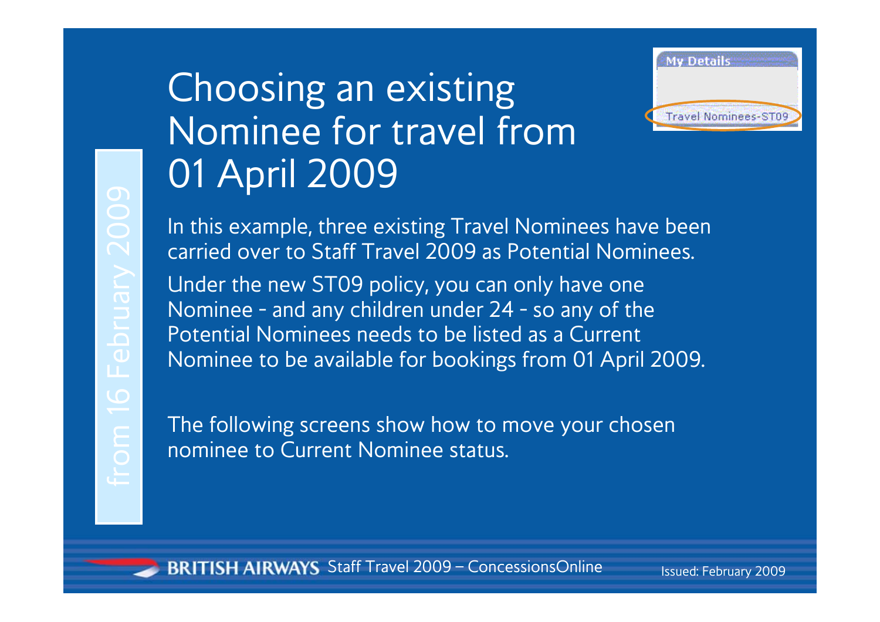# Choosing an existing Nominee for travel from 01 April 2009

My Details

Travel Nominees-ST09

from 16 February 2009

In this example, three existing Travel Nominees have been carried over to Staff Travel 2009 as Potential Nominees.

Under the new ST09 policy, you can only have one Nominee - and any children under 24 - so any of the Potential Nominees needs to be listed as a Current Nominee to be available for bookings from 01 April 2009.

The following screens show how to move your chosen nominee to Current Nominee status.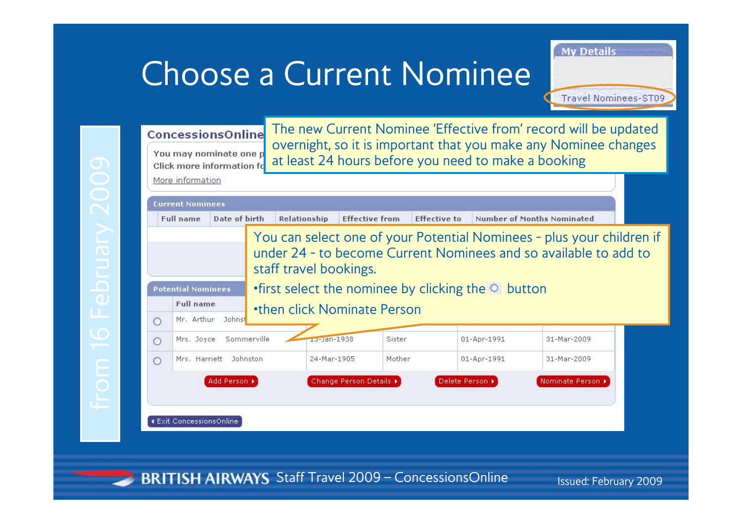# Choose a Current Nominee

My Details

Travel Nominees-ST09

from 16 February 2009

ConcessionsOnline

You may nominate one p

Click more information fo

More information

The new Current Nominee 'Effective from' record will be updated overnight, so it is important that you make any Nominee changes at least 24 hours before you need to make a booking

**Current Nominees**

| Full name | Date of birth | Relationship | Effective from | Effective to | Number of Months Nominated |
|---|---|---|---|---|---|

You can select one of your Potential Nominees - plus your children if under 24 - to become Current Nominees and so available to add to staff travel bookings.

- first select the nominee by clicking the ○ button
- then click Nominate Person

**Potential Nominees**

| | Full name | | | | |
|---|---|---|---|---|---|
| ○ | Mr. Arthur Johnst | | | | |
| ○ | Mrs. Joyce Sommerville | 13-Jan-1938 | Sister | 01-Apr-1991 | 31-Mar-2009 |
| ○ | Mrs. Harriett Johnston | 24-Mar-1905 | Mother | 01-Apr-1991 | 31-Mar-2009 |

Add Person | Change Person Details | Delete Person | Nominate Person

Exit ConcessionsOnline

BRITISH AIRWAYS Staff Travel 2009 – ConcessionsOnline

Issued: February 2009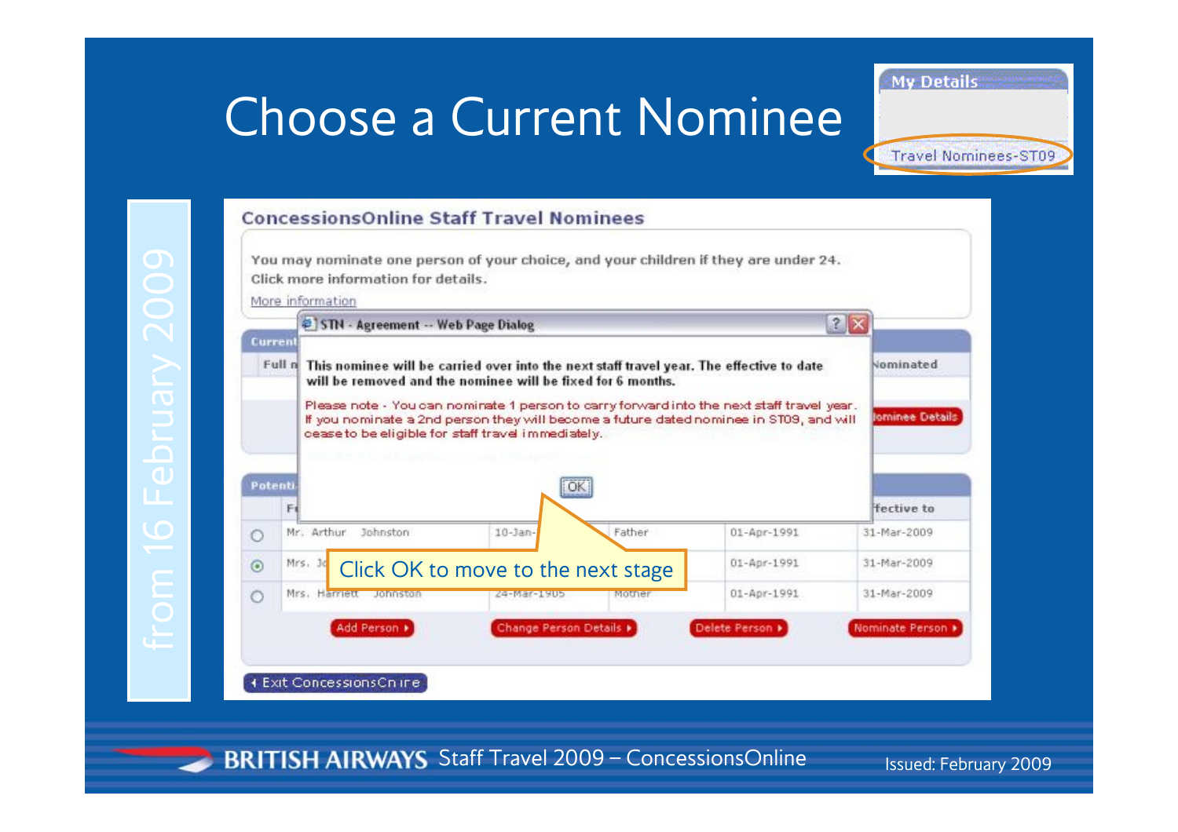# Choose a Current Nominee

My Details

Travel Nominees-ST09

from 16 February 2009

## ConcessionsOnline Staff Travel Nominees

You may nominate one person of your choice, and your children if they are under 24.
Click more information for details.

More information

**STN - Agreement -- Web Page Dialog**

**This nominee will be carried over into the next staff travel year. The effective to date will be removed and the nominee will be fixed for 6 months.**

Please note - You can nominate 1 person to carry forward into the next staff travel year. If you nominate a 2nd person they will become a future dated nominee in ST09, and will cease to be eligible for staff travel immediately.

OK

Click OK to move to the next stage

| | Full name | | | | Effective to |
|---|---|---|---|---|---|
| ○ | Mr. Arthur Johnston | 10-Jan- | Father | 01-Apr-1991 | 31-Mar-2009 |
| ⦿ | Mrs. Jo | | | 01-Apr-1991 | 31-Mar-2009 |
| ○ | Mrs. Harriett Johnston | 24-Mar-1905 | Mother | 01-Apr-1991 | 31-Mar-2009 |

Add Person ▸ Change Person Details ▸ Delete Person ▸ Nominate Person ▸

◂ Exit ConcessionsOnline

BRITISH AIRWAYS Staff Travel 2009 – ConcessionsOnline

Issued: February 2009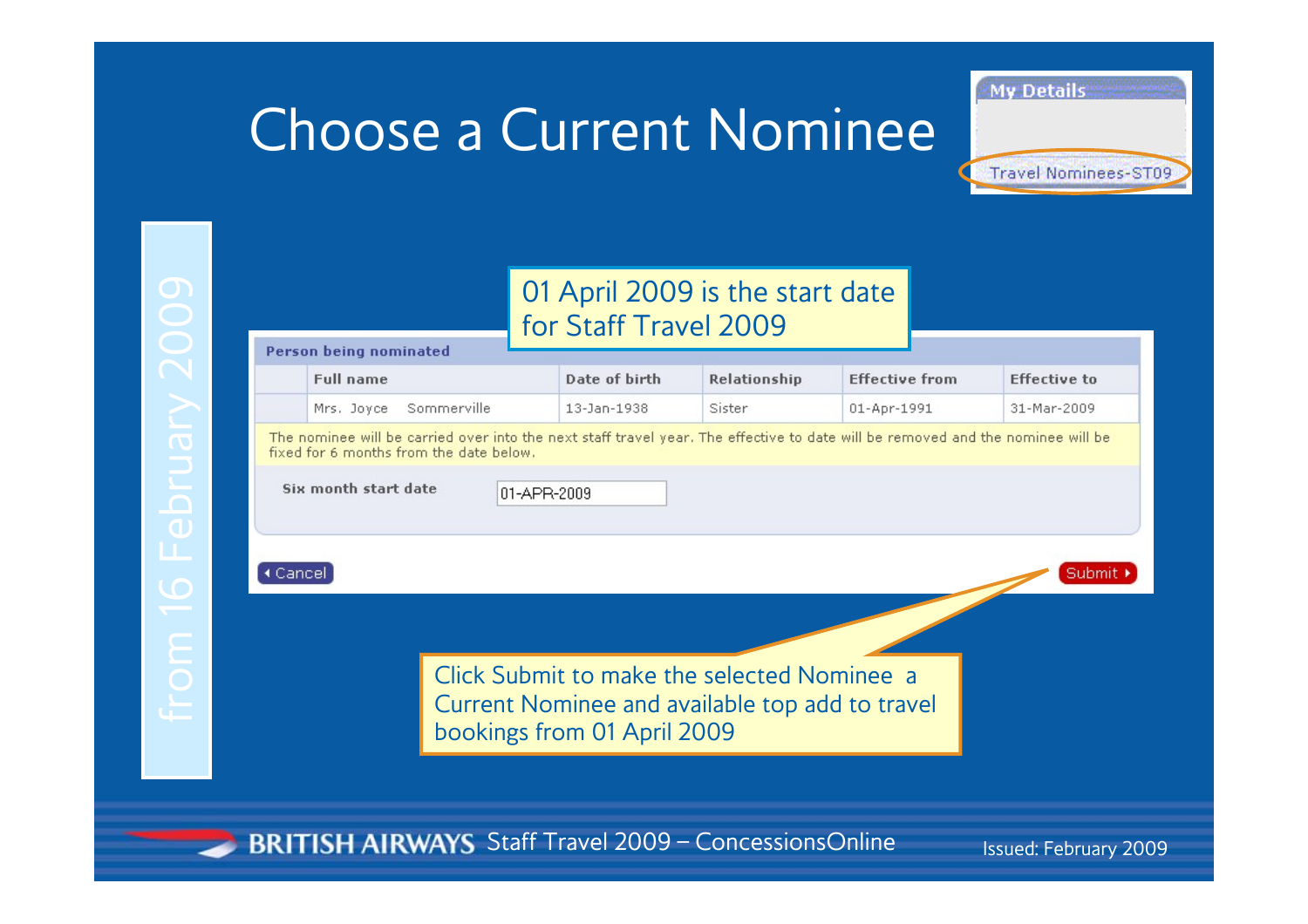# Choose a Current Nominee

My Details

Travel Nominees-ST09

from 16 February 2009

01 April 2009 is the start date for Staff Travel 2009

**Person being nominated**

| | Full name | Date of birth | Relationship | Effective from | Effective to |
|---|---|---|---|---|---|
| | Mrs. Joyce Sommerville | 13-Jan-1938 | Sister | 01-Apr-1991 | 31-Mar-2009 |

The nominee will be carried over into the next staff travel year. The effective to date will be removed and the nominee will be fixed for 6 months from the date below.

**Six month start date** 01-APR-2009

Cancel    Submit

Click Submit to make the selected Nominee a Current Nominee and available top add to travel bookings from 01 April 2009

BRITISH AIRWAYS Staff Travel 2009 – ConcessionsOnline    Issued: February 2009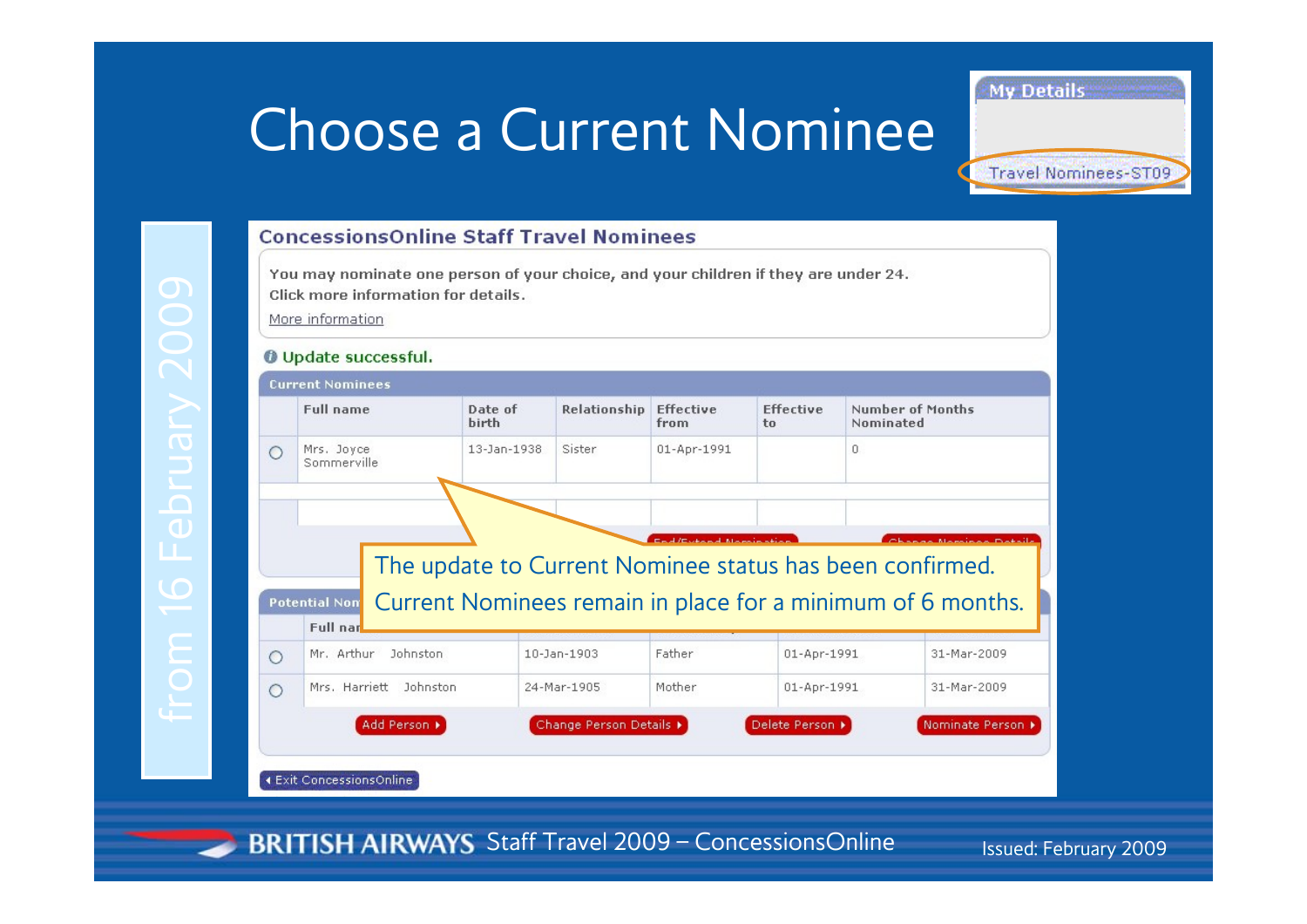# Choose a Current Nominee

My Details

Travel Nominees-ST09

from 16 February 2009

## ConcessionsOnline Staff Travel Nominees

You may nominate one person of your choice, and your children if they are under 24.
Click more information for details.

More information

Update successful.

**Current Nominees**

| | Full name | Date of birth | Relationship | Effective from | Effective to | Number of Months Nominated |
|---|---|---|---|---|---|---|
| ○ | Mrs. Joyce Sommerville | 13-Jan-1938 | Sister | 01-Apr-1991 | | 0 |

End/Extend Nomination | Change Nominee Details

The update to Current Nominee status has been confirmed.
Current Nominees remain in place for a minimum of 6 months.

**Potential Nominees**

| | Full name | | | | |
|---|---|---|---|---|---|
| ○ | Mr. Arthur Johnston | 10-Jan-1903 | Father | 01-Apr-1991 | 31-Mar-2009 |
| ○ | Mrs. Harriett Johnston | 24-Mar-1905 | Mother | 01-Apr-1991 | 31-Mar-2009 |

Add Person | Change Person Details | Delete Person | Nominate Person

Exit ConcessionsOnline

BRITISH AIRWAYS Staff Travel 2009 – ConcessionsOnline

Issued: February 2009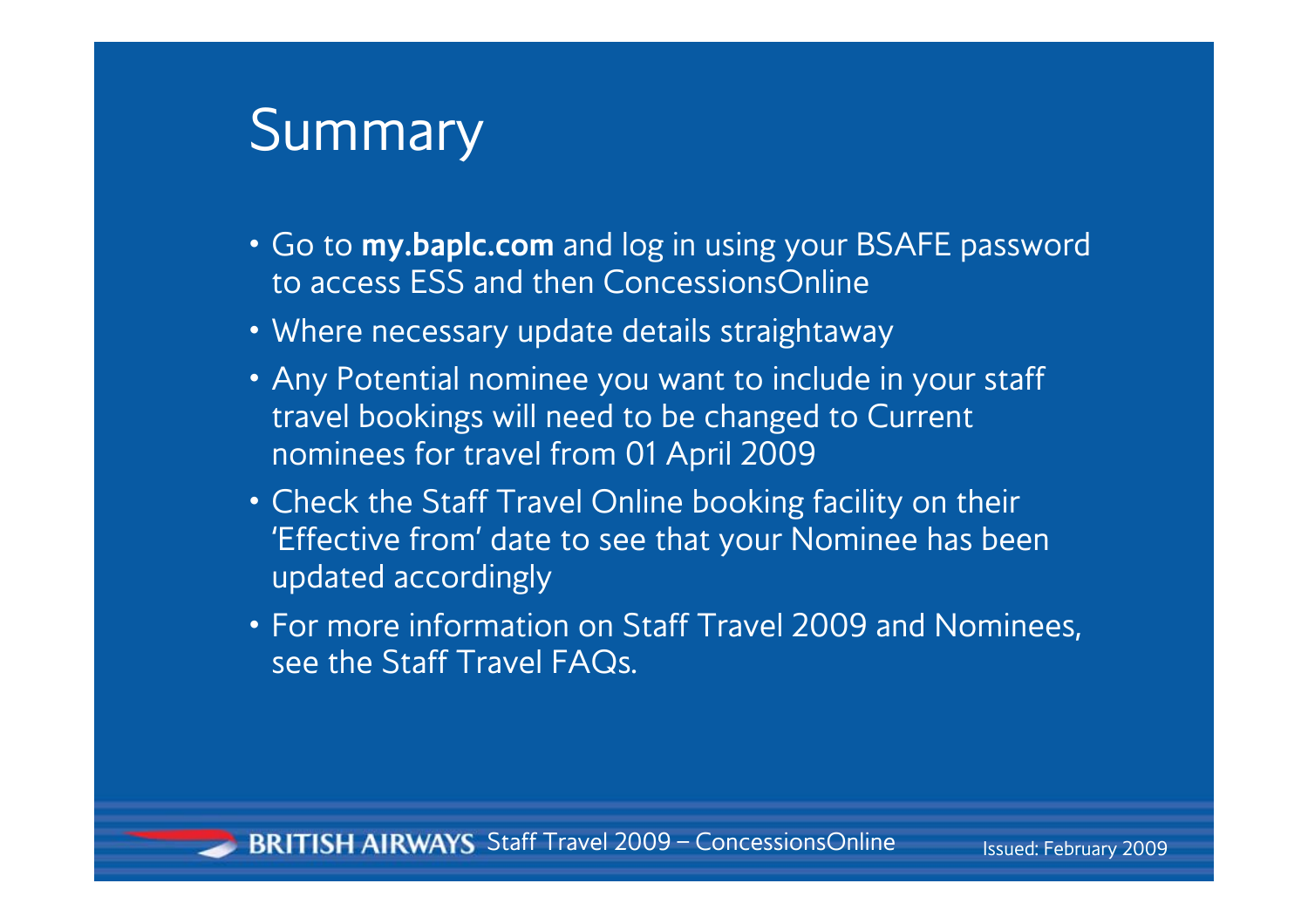# Summary

- Go to **my.baplc.com** and log in using your BSAFE password to access ESS and then ConcessionsOnline
- Where necessary update details straightaway
- Any Potential nominee you want to include in your staff travel bookings will need to be changed to Current nominees for travel from 01 April 2009
- Check the Staff Travel Online booking facility on their 'Effective from' date to see that your Nominee has been updated accordingly
- For more information on Staff Travel 2009 and Nominees, see the Staff Travel FAQs.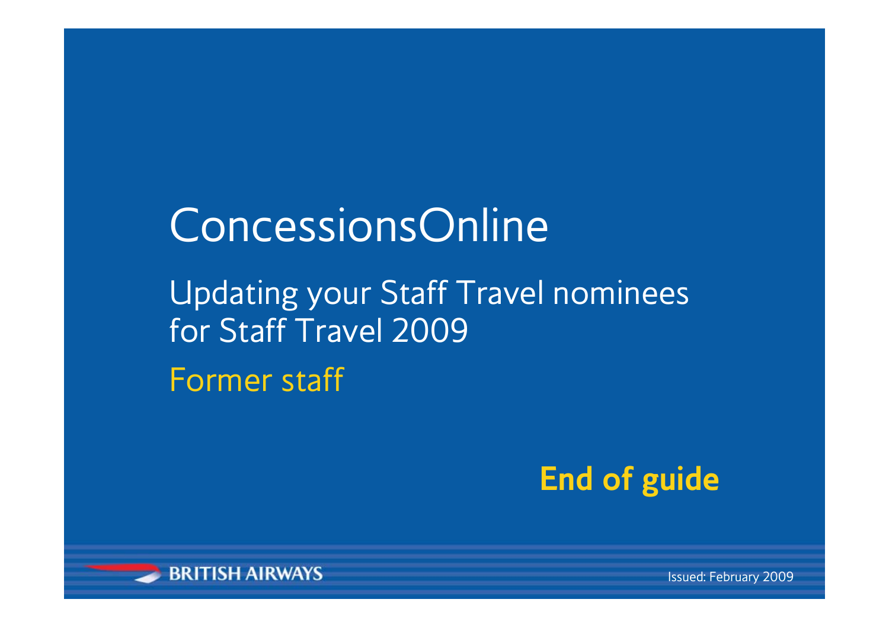# ConcessionsOnline

## Updating your Staff Travel nominees for Staff Travel 2009

## Former staff

**End of guide**

BRITISH AIRWAYS

Issued: February 2009